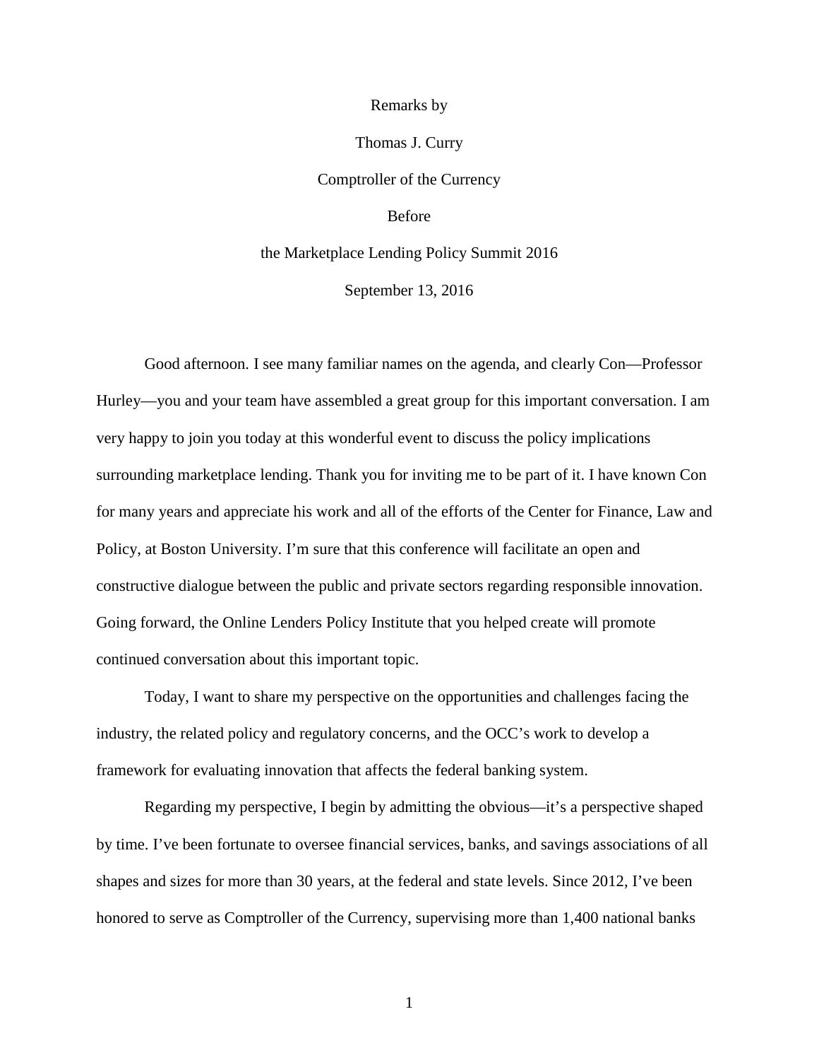Remarks by

Thomas J. Curry

Comptroller of the Currency

Before

the Marketplace Lending Policy Summit 2016

September 13, 2016

Good afternoon. I see many familiar names on the agenda, and clearly Con—Professor Hurley—you and your team have assembled a great group for this important conversation. I am very happy to join you today at this wonderful event to discuss the policy implications surrounding marketplace lending. Thank you for inviting me to be part of it. I have known Con for many years and appreciate his work and all of the efforts of the Center for Finance, Law and Policy, at Boston University. I'm sure that this conference will facilitate an open and constructive dialogue between the public and private sectors regarding responsible innovation. Going forward, the Online Lenders Policy Institute that you helped create will promote continued conversation about this important topic.

Today, I want to share my perspective on the opportunities and challenges facing the industry, the related policy and regulatory concerns, and the OCC's work to develop a framework for evaluating innovation that affects the federal banking system.

Regarding my perspective, I begin by admitting the obvious—it's a perspective shaped by time. I've been fortunate to oversee financial services, banks, and savings associations of all shapes and sizes for more than 30 years, at the federal and state levels. Since 2012, I've been honored to serve as Comptroller of the Currency, supervising more than 1,400 national banks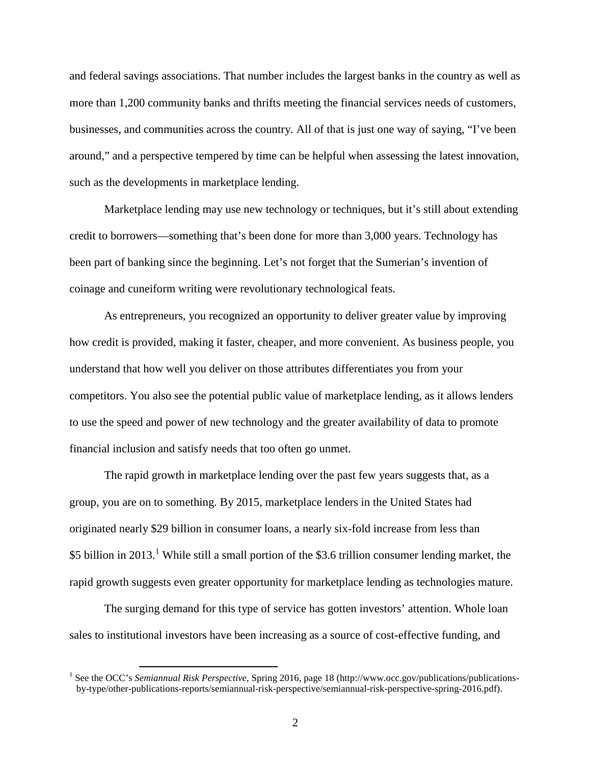and federal savings associations. That number includes the largest banks in the country as well as more than 1,200 community banks and thrifts meeting the financial services needs of customers, businesses, and communities across the country. All of that is just one way of saying, "I've been around," and a perspective tempered by time can be helpful when assessing the latest innovation, such as the developments in marketplace lending.

Marketplace lending may use new technology or techniques, but it's still about extending credit to borrowers—something that's been done for more than 3,000 years. Technology has been part of banking since the beginning. Let's not forget that the Sumerian's invention of coinage and cuneiform writing were revolutionary technological feats.

As entrepreneurs, you recognized an opportunity to deliver greater value by improving how credit is provided, making it faster, cheaper, and more convenient. As business people, you understand that how well you deliver on those attributes differentiates you from your competitors. You also see the potential public value of marketplace lending, as it allows lenders to use the speed and power of new technology and the greater availability of data to promote financial inclusion and satisfy needs that too often go unmet.

The rapid growth in marketplace lending over the past few years suggests that, as a group, you are on to something. By 2015, marketplace lenders in the United States had originated nearly $29 billion in consumer loans, a nearly six-fold increase from less than $5 billion in 2013.[1] While still a small portion of the $3.6 trillion consumer lending market, the rapid growth suggests even greater opportunity for marketplace lending as technologies mature.

The surging demand for this type of service has gotten investors' attention. Whole loan sales to institutional investors have been increasing as a source of cost-effective funding, and

---

[1] See the OCC's *Semiannual Risk Perspective*, Spring 2016, page 18 (http://www.occ.gov/publications/publications-by-type/other-publications-reports/semiannual-risk-perspective/semiannual-risk-perspective-spring-2016.pdf).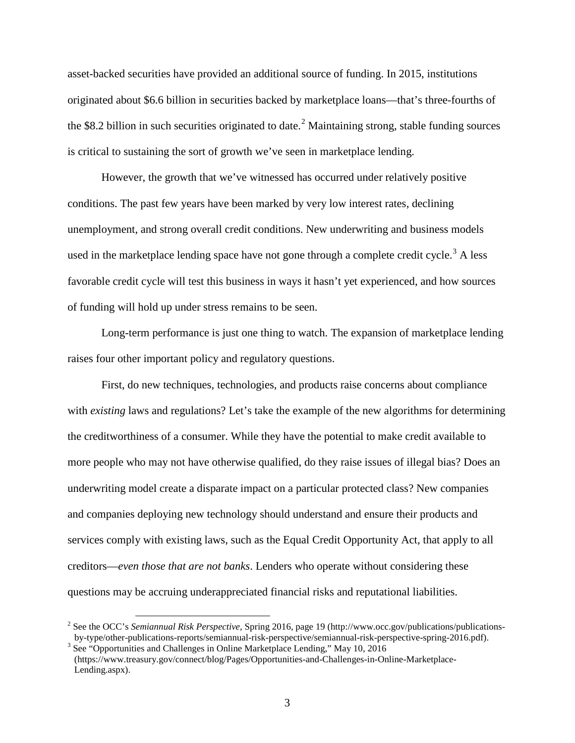asset-backed securities have provided an additional source of funding. In 2015, institutions originated about $6.6 billion in securities backed by marketplace loans—that's three-fourths of the $8.2 billion in such securities originated to date.[2] Maintaining strong, stable funding sources is critical to sustaining the sort of growth we've seen in marketplace lending.

However, the growth that we've witnessed has occurred under relatively positive conditions. The past few years have been marked by very low interest rates, declining unemployment, and strong overall credit conditions. New underwriting and business models used in the marketplace lending space have not gone through a complete credit cycle.[3] A less favorable credit cycle will test this business in ways it hasn't yet experienced, and how sources of funding will hold up under stress remains to be seen.

Long-term performance is just one thing to watch. The expansion of marketplace lending raises four other important policy and regulatory questions.

First, do new techniques, technologies, and products raise concerns about compliance with *existing* laws and regulations? Let's take the example of the new algorithms for determining the creditworthiness of a consumer. While they have the potential to make credit available to more people who may not have otherwise qualified, do they raise issues of illegal bias? Does an underwriting model create a disparate impact on a particular protected class? New companies and companies deploying new technology should understand and ensure their products and services comply with existing laws, such as the Equal Credit Opportunity Act, that apply to all creditors—*even those that are not banks*. Lenders who operate without considering these questions may be accruing underappreciated financial risks and reputational liabilities.

---

[2] See the OCC's *Semiannual Risk Perspective*, Spring 2016, page 19 (http://www.occ.gov/publications/publications-by-type/other-publications-reports/semiannual-risk-perspective/semiannual-risk-perspective-spring-2016.pdf).

[3] See "Opportunities and Challenges in Online Marketplace Lending," May 10, 2016 (https://www.treasury.gov/connect/blog/Pages/Opportunities-and-Challenges-in-Online-Marketplace-Lending.aspx).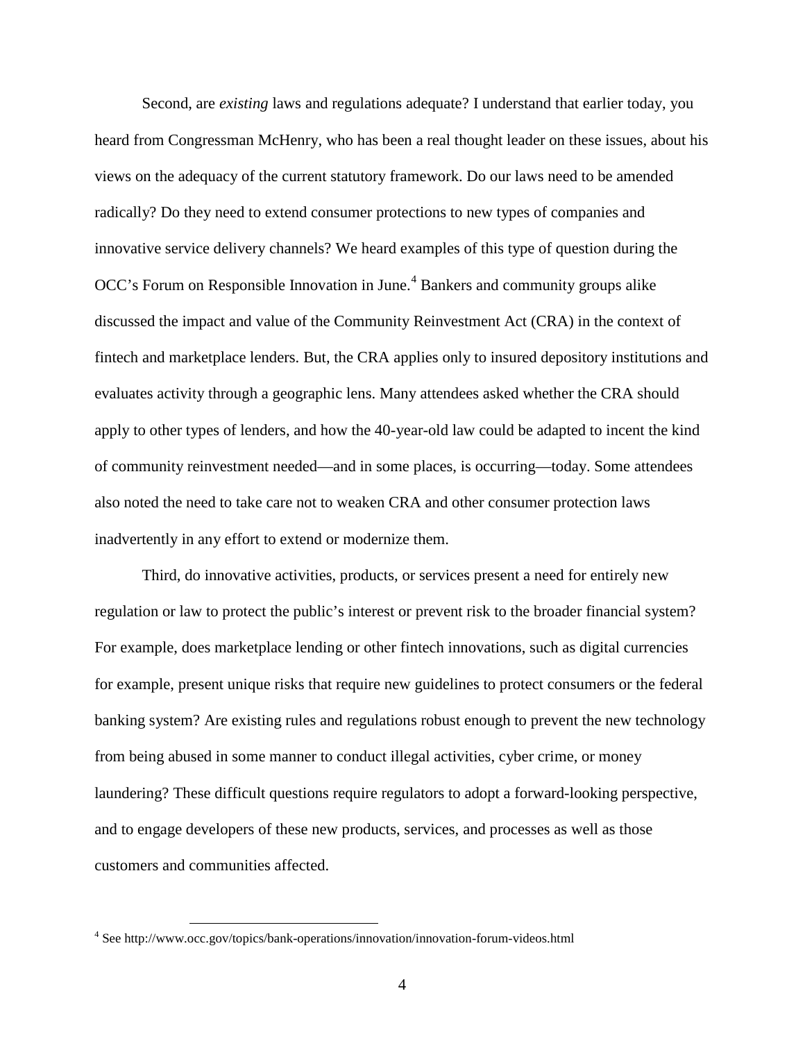Second, are *existing* laws and regulations adequate? I understand that earlier today, you heard from Congressman McHenry, who has been a real thought leader on these issues, about his views on the adequacy of the current statutory framework. Do our laws need to be amended radically? Do they need to extend consumer protections to new types of companies and innovative service delivery channels? We heard examples of this type of question during the OCC's Forum on Responsible Innovation in June.[4] Bankers and community groups alike discussed the impact and value of the Community Reinvestment Act (CRA) in the context of fintech and marketplace lenders. But, the CRA applies only to insured depository institutions and evaluates activity through a geographic lens. Many attendees asked whether the CRA should apply to other types of lenders, and how the 40-year-old law could be adapted to incent the kind of community reinvestment needed—and in some places, is occurring—today. Some attendees also noted the need to take care not to weaken CRA and other consumer protection laws inadvertently in any effort to extend or modernize them.

Third, do innovative activities, products, or services present a need for entirely new regulation or law to protect the public's interest or prevent risk to the broader financial system? For example, does marketplace lending or other fintech innovations, such as digital currencies for example, present unique risks that require new guidelines to protect consumers or the federal banking system? Are existing rules and regulations robust enough to prevent the new technology from being abused in some manner to conduct illegal activities, cyber crime, or money laundering? These difficult questions require regulators to adopt a forward-looking perspective, and to engage developers of these new products, services, and processes as well as those customers and communities affected.

[4] See http://www.occ.gov/topics/bank-operations/innovation/innovation-forum-videos.html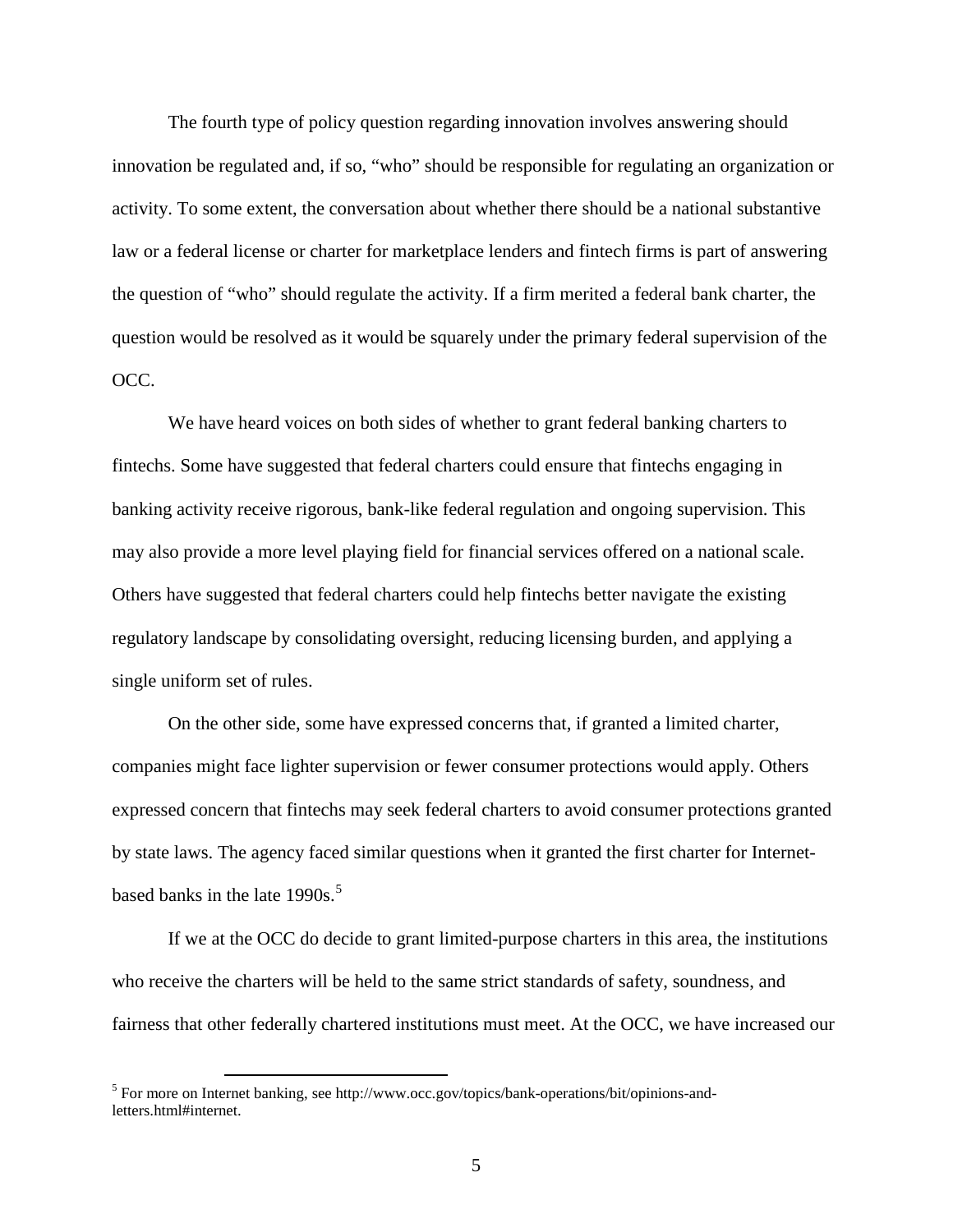The fourth type of policy question regarding innovation involves answering should innovation be regulated and, if so, "who" should be responsible for regulating an organization or activity. To some extent, the conversation about whether there should be a national substantive law or a federal license or charter for marketplace lenders and fintech firms is part of answering the question of "who" should regulate the activity. If a firm merited a federal bank charter, the question would be resolved as it would be squarely under the primary federal supervision of the OCC.

We have heard voices on both sides of whether to grant federal banking charters to fintechs. Some have suggested that federal charters could ensure that fintechs engaging in banking activity receive rigorous, bank-like federal regulation and ongoing supervision. This may also provide a more level playing field for financial services offered on a national scale. Others have suggested that federal charters could help fintechs better navigate the existing regulatory landscape by consolidating oversight, reducing licensing burden, and applying a single uniform set of rules.

On the other side, some have expressed concerns that, if granted a limited charter, companies might face lighter supervision or fewer consumer protections would apply. Others expressed concern that fintechs may seek federal charters to avoid consumer protections granted by state laws. The agency faced similar questions when it granted the first charter for Internet-based banks in the late 1990s.[5]

If we at the OCC do decide to grant limited-purpose charters in this area, the institutions who receive the charters will be held to the same strict standards of safety, soundness, and fairness that other federally chartered institutions must meet. At the OCC, we have increased our

---

[5] For more on Internet banking, see http://www.occ.gov/topics/bank-operations/bit/opinions-and-letters.html#internet.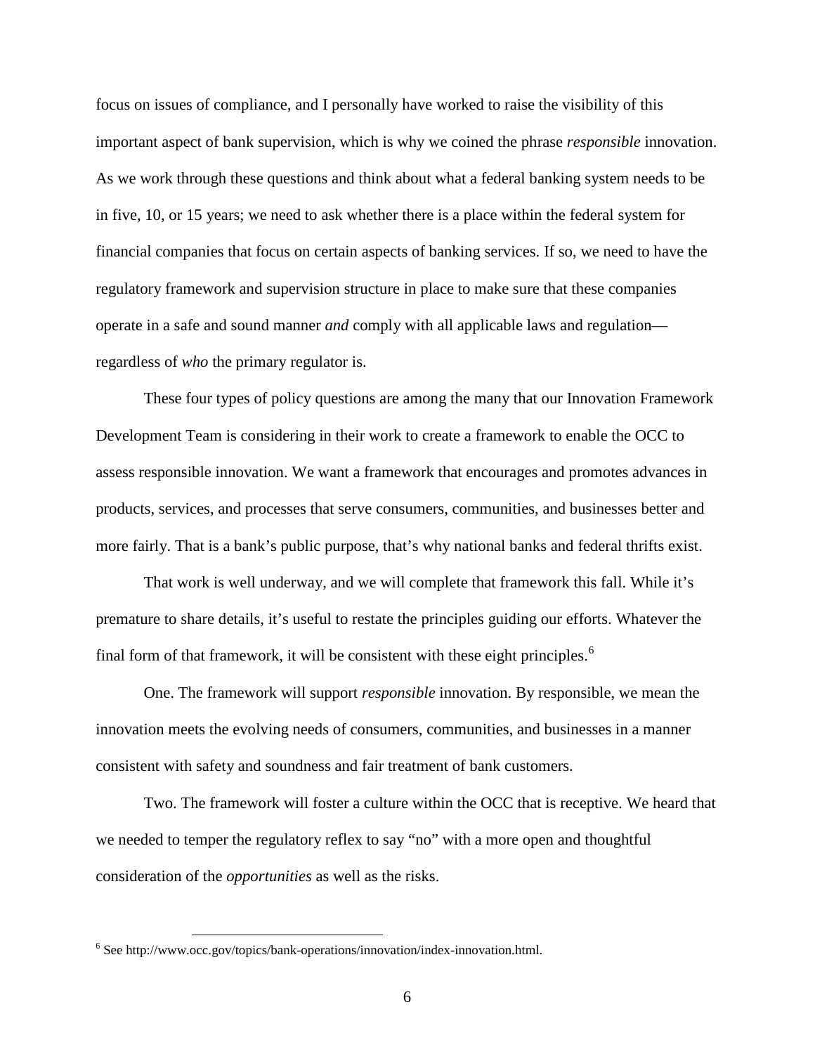focus on issues of compliance, and I personally have worked to raise the visibility of this important aspect of bank supervision, which is why we coined the phrase *responsible* innovation. As we work through these questions and think about what a federal banking system needs to be in five, 10, or 15 years; we need to ask whether there is a place within the federal system for financial companies that focus on certain aspects of banking services. If so, we need to have the regulatory framework and supervision structure in place to make sure that these companies operate in a safe and sound manner *and* comply with all applicable laws and regulation—regardless of *who* the primary regulator is.

These four types of policy questions are among the many that our Innovation Framework Development Team is considering in their work to create a framework to enable the OCC to assess responsible innovation. We want a framework that encourages and promotes advances in products, services, and processes that serve consumers, communities, and businesses better and more fairly. That is a bank's public purpose, that's why national banks and federal thrifts exist.

That work is well underway, and we will complete that framework this fall. While it's premature to share details, it's useful to restate the principles guiding our efforts. Whatever the final form of that framework, it will be consistent with these eight principles.[6]

One. The framework will support *responsible* innovation. By responsible, we mean the innovation meets the evolving needs of consumers, communities, and businesses in a manner consistent with safety and soundness and fair treatment of bank customers.

Two. The framework will foster a culture within the OCC that is receptive. We heard that we needed to temper the regulatory reflex to say "no" with a more open and thoughtful consideration of the *opportunities* as well as the risks.

---

[6] See http://www.occ.gov/topics/bank-operations/innovation/index-innovation.html.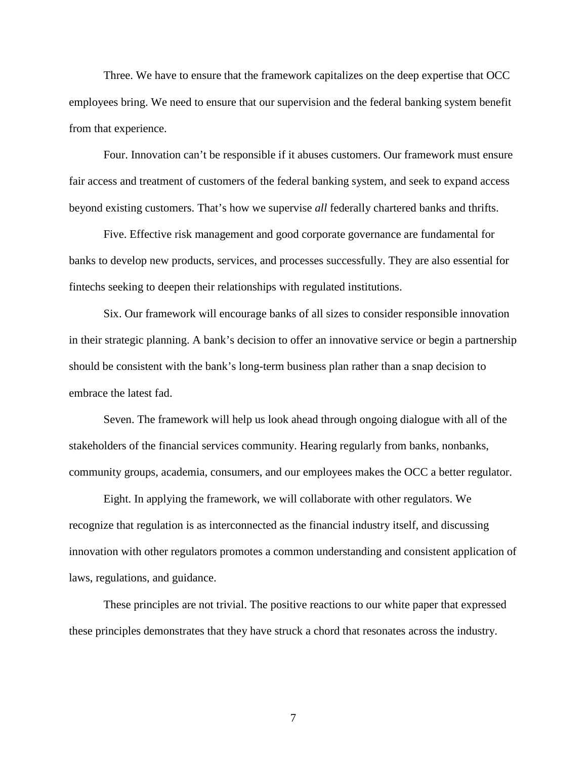Three. We have to ensure that the framework capitalizes on the deep expertise that OCC employees bring. We need to ensure that our supervision and the federal banking system benefit from that experience.

Four. Innovation can't be responsible if it abuses customers. Our framework must ensure fair access and treatment of customers of the federal banking system, and seek to expand access beyond existing customers. That's how we supervise *all* federally chartered banks and thrifts.

Five. Effective risk management and good corporate governance are fundamental for banks to develop new products, services, and processes successfully. They are also essential for fintechs seeking to deepen their relationships with regulated institutions.

Six. Our framework will encourage banks of all sizes to consider responsible innovation in their strategic planning. A bank's decision to offer an innovative service or begin a partnership should be consistent with the bank's long-term business plan rather than a snap decision to embrace the latest fad.

Seven. The framework will help us look ahead through ongoing dialogue with all of the stakeholders of the financial services community. Hearing regularly from banks, nonbanks, community groups, academia, consumers, and our employees makes the OCC a better regulator.

Eight. In applying the framework, we will collaborate with other regulators. We recognize that regulation is as interconnected as the financial industry itself, and discussing innovation with other regulators promotes a common understanding and consistent application of laws, regulations, and guidance.

These principles are not trivial. The positive reactions to our white paper that expressed these principles demonstrates that they have struck a chord that resonates across the industry.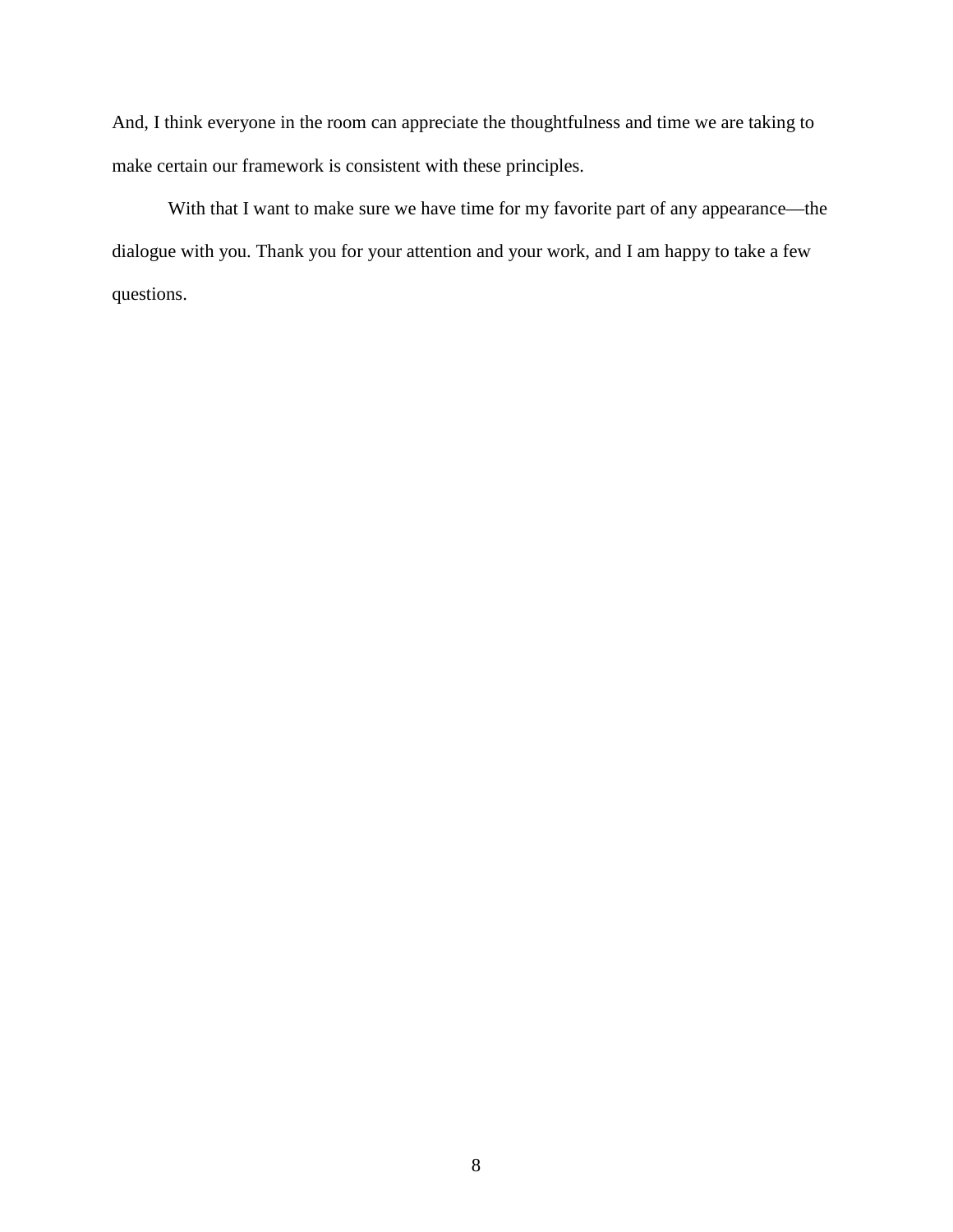And, I think everyone in the room can appreciate the thoughtfulness and time we are taking to make certain our framework is consistent with these principles.

With that I want to make sure we have time for my favorite part of any appearance—the dialogue with you. Thank you for your attention and your work, and I am happy to take a few questions.